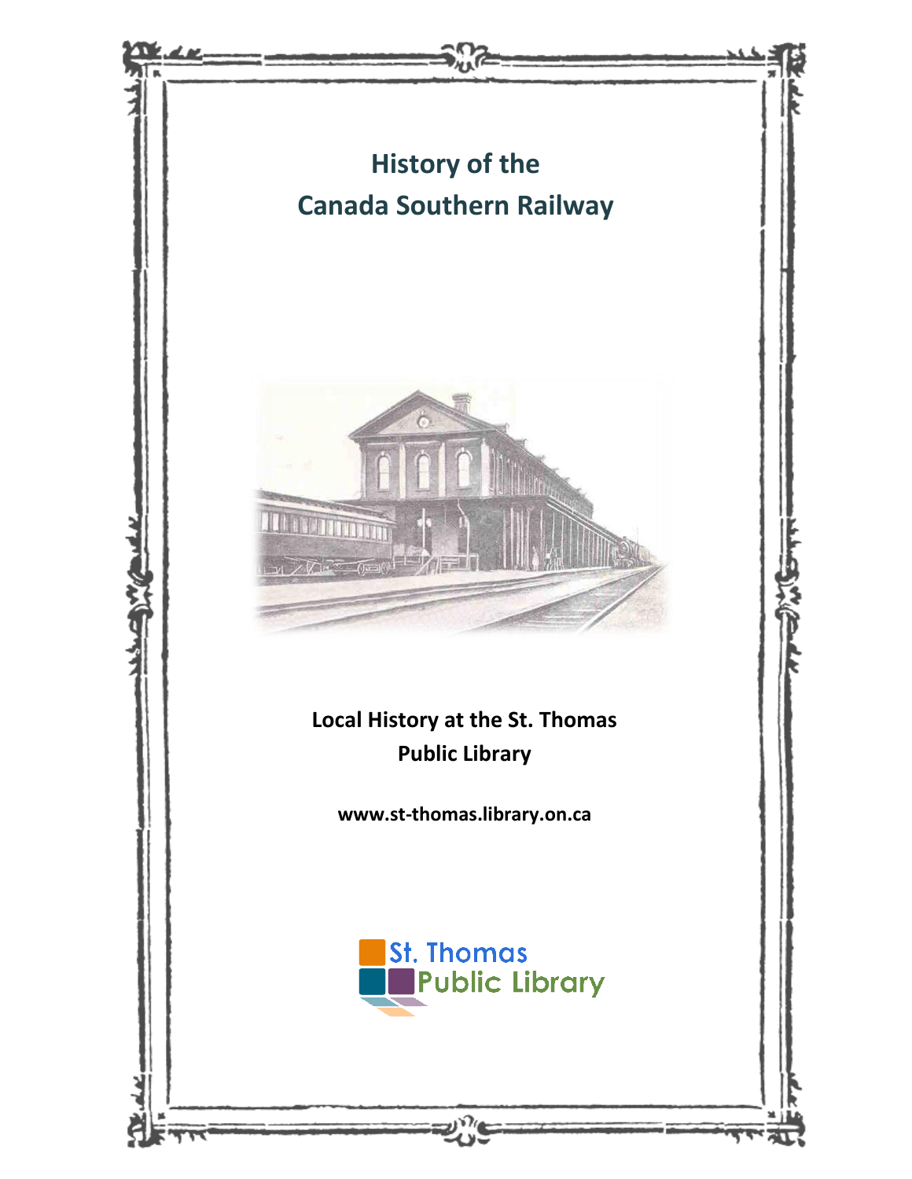# History of the Canada Southern Railway

**Local History at the St. Thomas Public Library**

**www.st-thomas.library.on.ca**

St. Thomas Public Library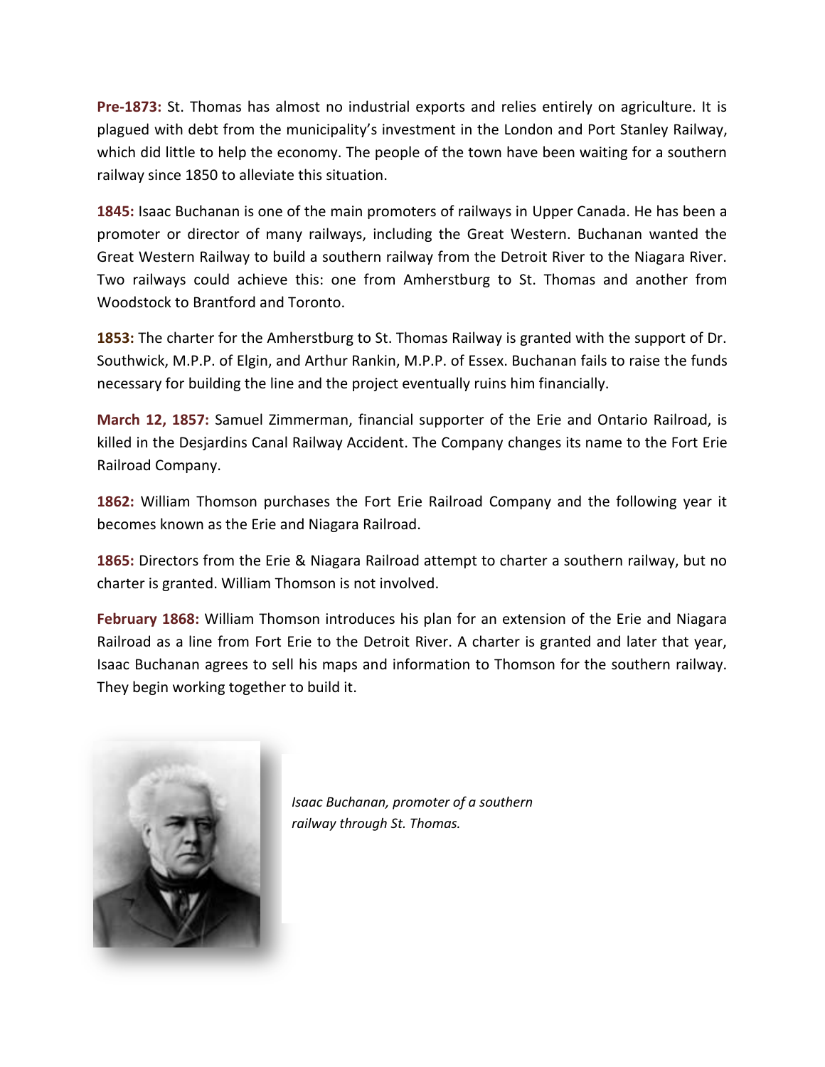**Pre-1873:** St. Thomas has almost no industrial exports and relies entirely on agriculture. It is plagued with debt from the municipality's investment in the London and Port Stanley Railway, which did little to help the economy. The people of the town have been waiting for a southern railway since 1850 to alleviate this situation.

**1845:** Isaac Buchanan is one of the main promoters of railways in Upper Canada. He has been a promoter or director of many railways, including the Great Western. Buchanan wanted the Great Western Railway to build a southern railway from the Detroit River to the Niagara River. Two railways could achieve this: one from Amherstburg to St. Thomas and another from Woodstock to Brantford and Toronto.

**1853:** The charter for the Amherstburg to St. Thomas Railway is granted with the support of Dr. Southwick, M.P.P. of Elgin, and Arthur Rankin, M.P.P. of Essex. Buchanan fails to raise the funds necessary for building the line and the project eventually ruins him financially.

**March 12, 1857:** Samuel Zimmerman, financial supporter of the Erie and Ontario Railroad, is killed in the Desjardins Canal Railway Accident. The Company changes its name to the Fort Erie Railroad Company.

**1862:** William Thomson purchases the Fort Erie Railroad Company and the following year it becomes known as the Erie and Niagara Railroad.

**1865:** Directors from the Erie & Niagara Railroad attempt to charter a southern railway, but no charter is granted. William Thomson is not involved.

**February 1868:** William Thomson introduces his plan for an extension of the Erie and Niagara Railroad as a line from Fort Erie to the Detroit River. A charter is granted and later that year, Isaac Buchanan agrees to sell his maps and information to Thomson for the southern railway. They begin working together to build it.

*Isaac Buchanan, promoter of a southern railway through St. Thomas.*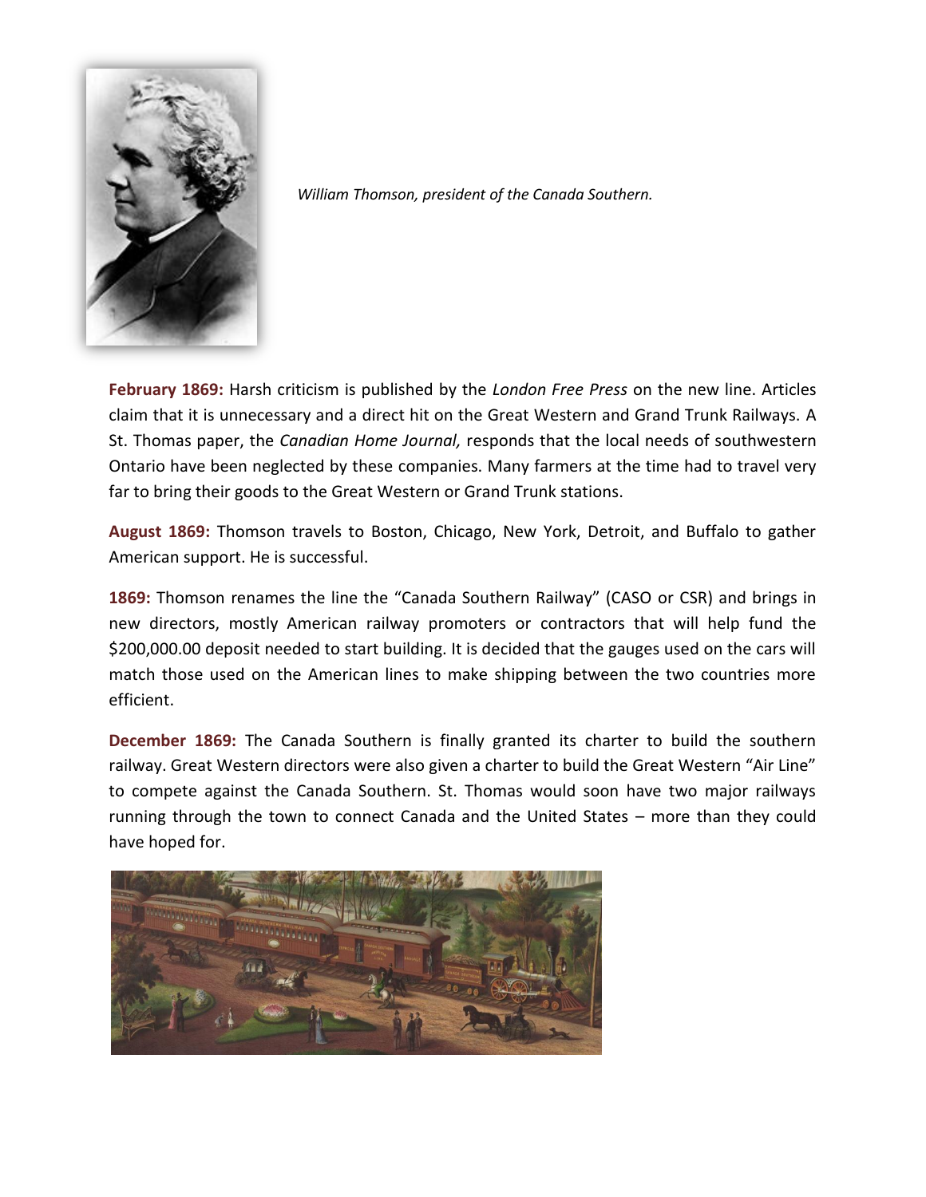*William Thomson, president of the Canada Southern.*

**February 1869:** Harsh criticism is published by the *London Free Press* on the new line. Articles claim that it is unnecessary and a direct hit on the Great Western and Grand Trunk Railways. A St. Thomas paper, the *Canadian Home Journal,* responds that the local needs of southwestern Ontario have been neglected by these companies. Many farmers at the time had to travel very far to bring their goods to the Great Western or Grand Trunk stations.

**August 1869:** Thomson travels to Boston, Chicago, New York, Detroit, and Buffalo to gather American support. He is successful.

**1869:** Thomson renames the line the "Canada Southern Railway" (CASO or CSR) and brings in new directors, mostly American railway promoters or contractors that will help fund the $200,000.00 deposit needed to start building. It is decided that the gauges used on the cars will match those used on the American lines to make shipping between the two countries more efficient.

**December 1869:** The Canada Southern is finally granted its charter to build the southern railway. Great Western directors were also given a charter to build the Great Western "Air Line" to compete against the Canada Southern. St. Thomas would soon have two major railways running through the town to connect Canada and the United States – more than they could have hoped for.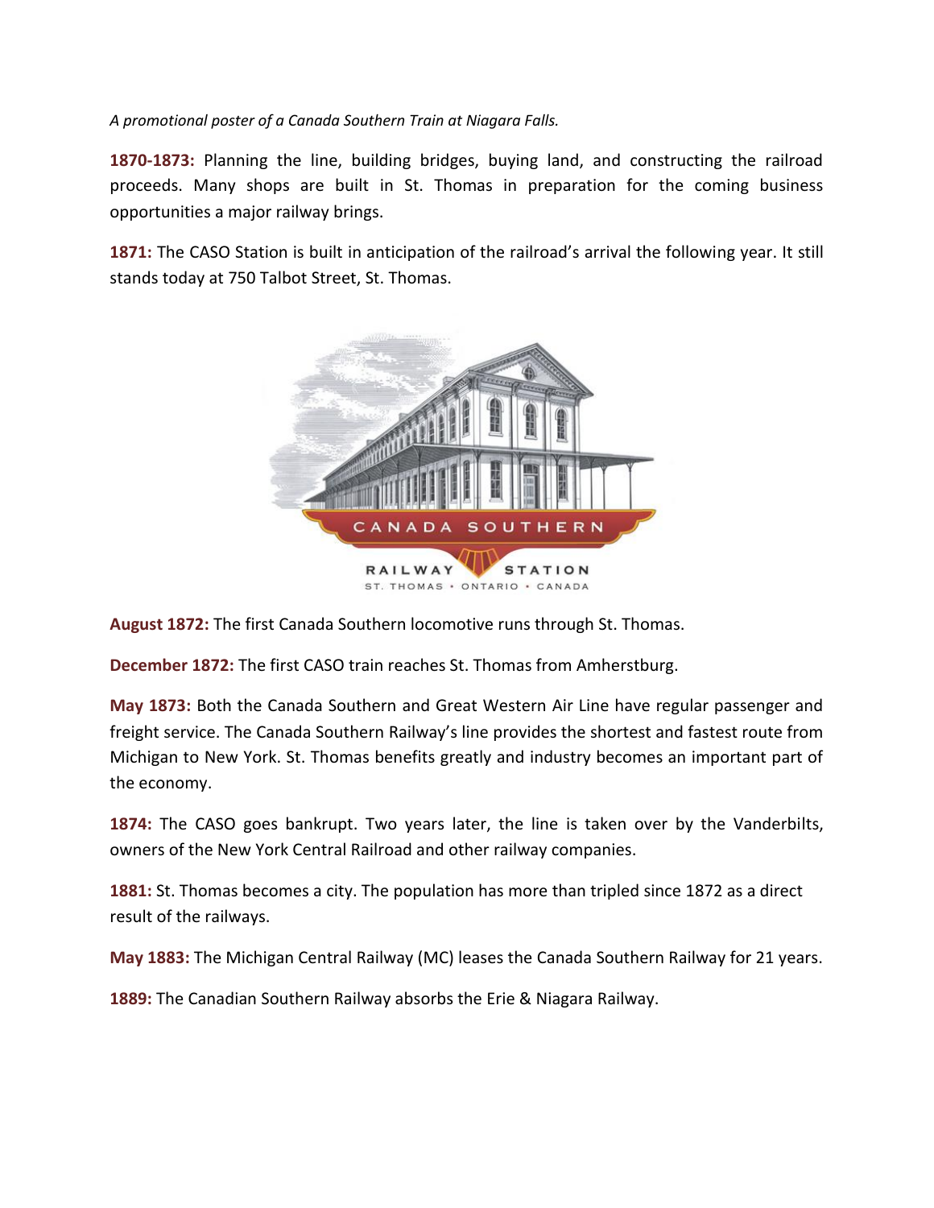*A promotional poster of a Canada Southern Train at Niagara Falls.*

**1870-1873:** Planning the line, building bridges, buying land, and constructing the railroad proceeds. Many shops are built in St. Thomas in preparation for the coming business opportunities a major railway brings.

**1871:** The CASO Station is built in anticipation of the railroad's arrival the following year. It still stands today at 750 Talbot Street, St. Thomas.

**August 1872:** The first Canada Southern locomotive runs through St. Thomas.

**December 1872:** The first CASO train reaches St. Thomas from Amherstburg.

**May 1873:** Both the Canada Southern and Great Western Air Line have regular passenger and freight service. The Canada Southern Railway's line provides the shortest and fastest route from Michigan to New York. St. Thomas benefits greatly and industry becomes an important part of the economy.

**1874:** The CASO goes bankrupt. Two years later, the line is taken over by the Vanderbilts, owners of the New York Central Railroad and other railway companies.

**1881:** St. Thomas becomes a city. The population has more than tripled since 1872 as a direct result of the railways.

**May 1883:** The Michigan Central Railway (MC) leases the Canada Southern Railway for 21 years.

**1889:** The Canadian Southern Railway absorbs the Erie & Niagara Railway.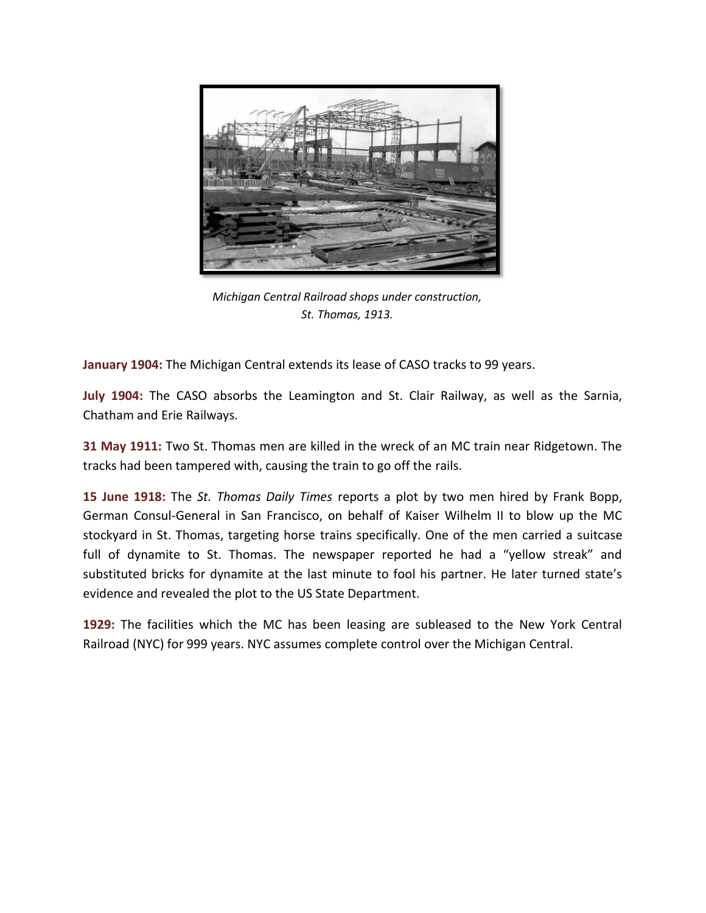*Michigan Central Railroad shops under construction, St. Thomas, 1913.*

**January 1904:** The Michigan Central extends its lease of CASO tracks to 99 years.

**July 1904:** The CASO absorbs the Leamington and St. Clair Railway, as well as the Sarnia, Chatham and Erie Railways.

**31 May 1911:** Two St. Thomas men are killed in the wreck of an MC train near Ridgetown. The tracks had been tampered with, causing the train to go off the rails.

**15 June 1918:** The *St. Thomas Daily Times* reports a plot by two men hired by Frank Bopp, German Consul-General in San Francisco, on behalf of Kaiser Wilhelm II to blow up the MC stockyard in St. Thomas, targeting horse trains specifically. One of the men carried a suitcase full of dynamite to St. Thomas. The newspaper reported he had a "yellow streak" and substituted bricks for dynamite at the last minute to fool his partner. He later turned state's evidence and revealed the plot to the US State Department.

**1929:** The facilities which the MC has been leasing are subleased to the New York Central Railroad (NYC) for 999 years. NYC assumes complete control over the Michigan Central.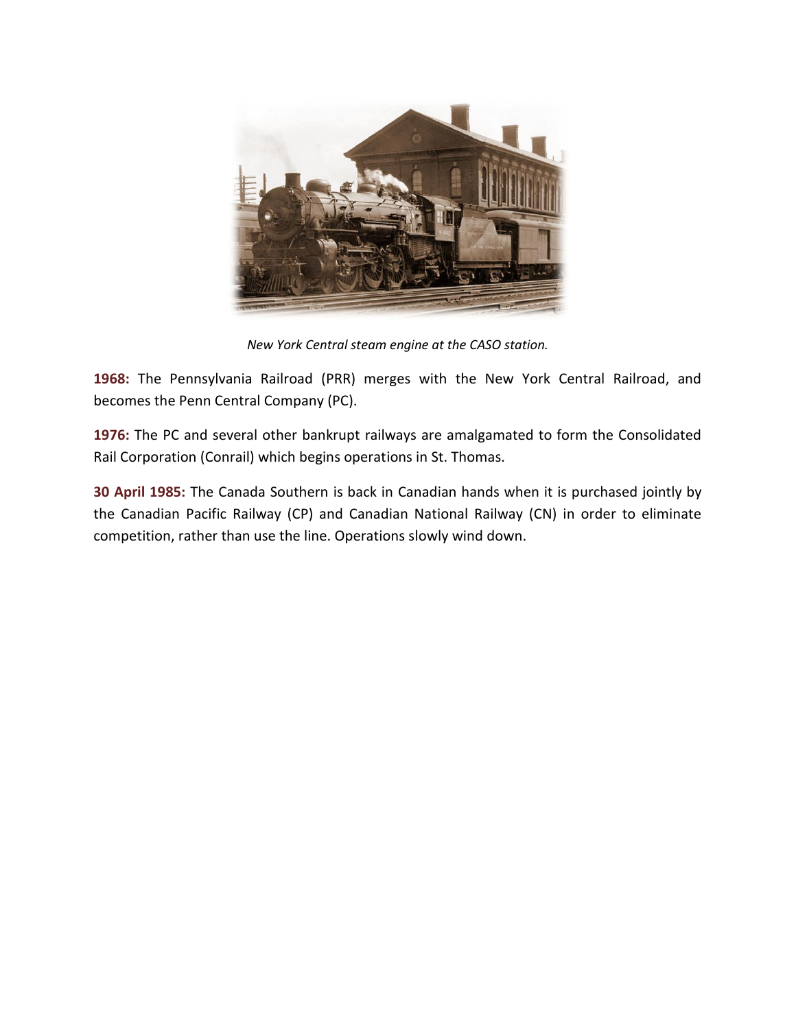*New York Central steam engine at the CASO station.*

**1968:** The Pennsylvania Railroad (PRR) merges with the New York Central Railroad, and becomes the Penn Central Company (PC).

**1976:** The PC and several other bankrupt railways are amalgamated to form the Consolidated Rail Corporation (Conrail) which begins operations in St. Thomas.

**30 April 1985:** The Canada Southern is back in Canadian hands when it is purchased jointly by the Canadian Pacific Railway (CP) and Canadian National Railway (CN) in order to eliminate competition, rather than use the line. Operations slowly wind down.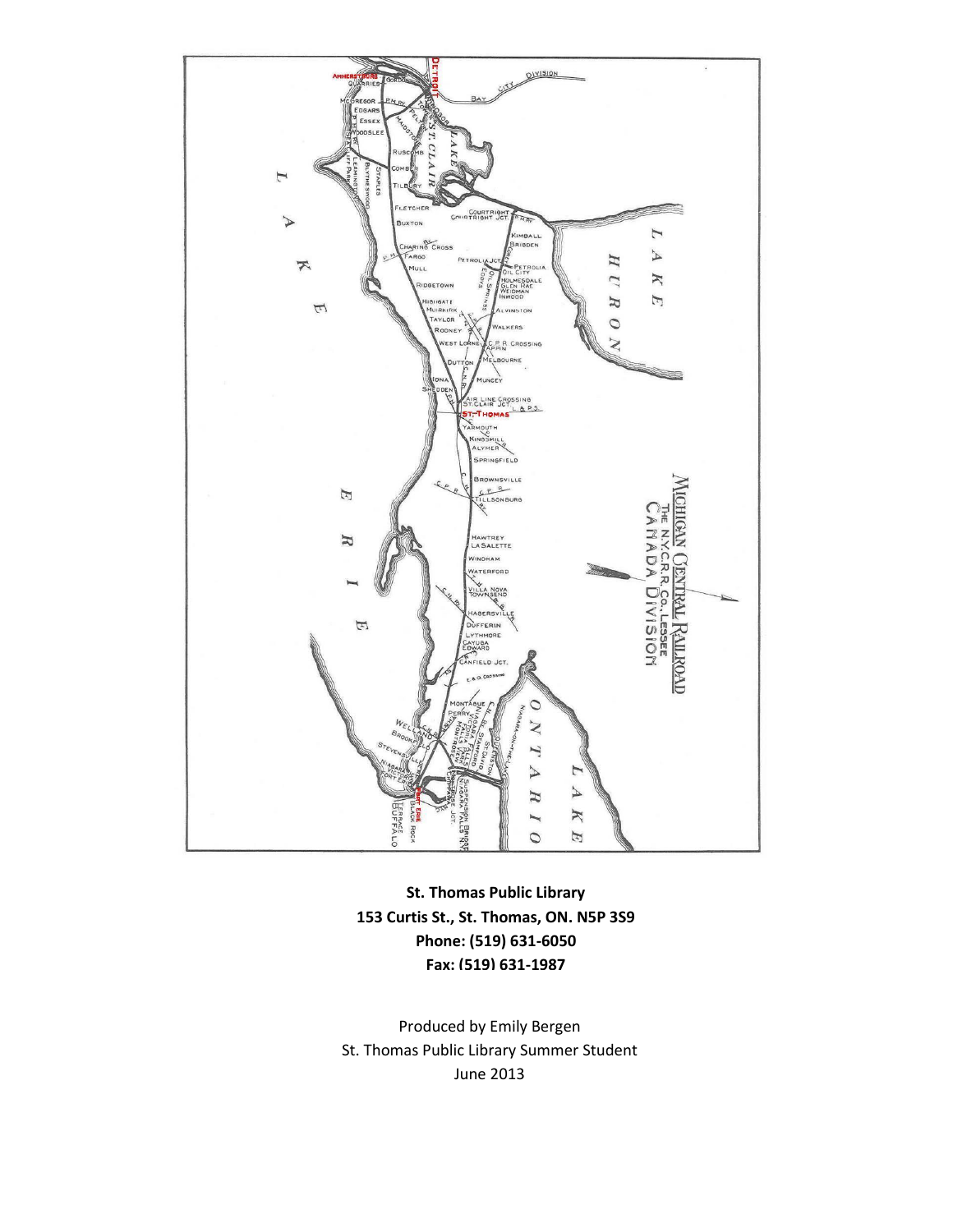**St. Thomas Public Library**
**153 Curtis St., St. Thomas, ON. N5P 3S9**
**Phone: (519) 631-6050**
**Fax: (519) 631-1987**

Produced by Emily Bergen
St. Thomas Public Library Summer Student
June 2013